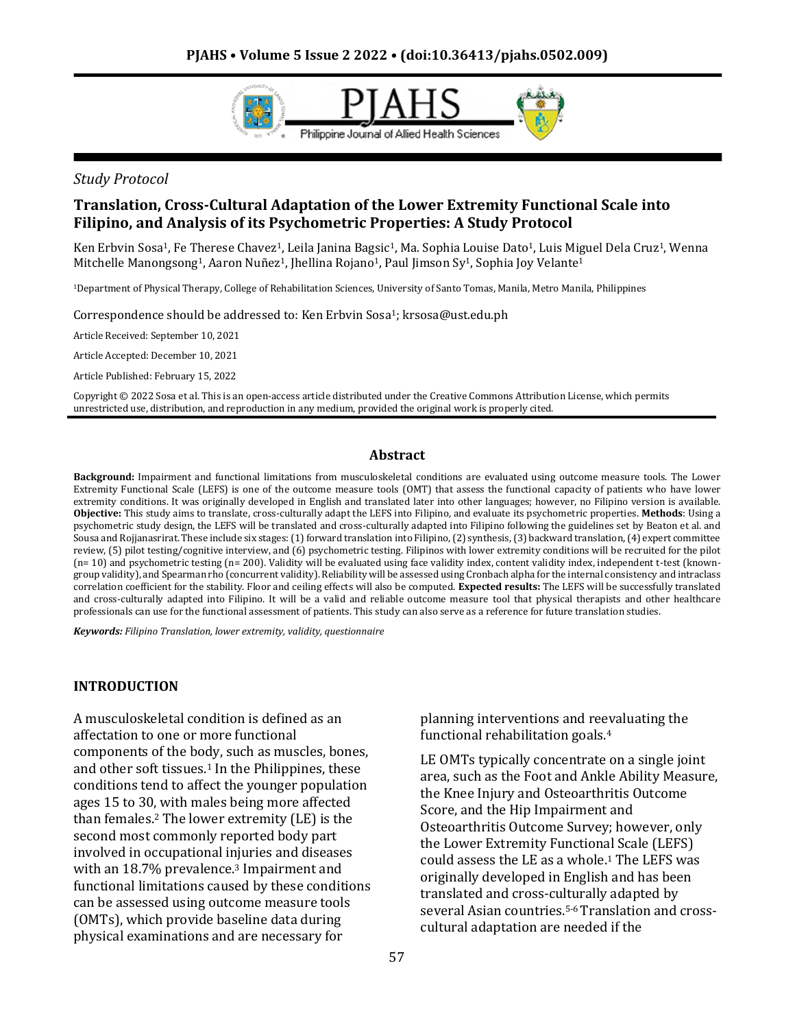*Study Protocol*

# Translation, Cross-Cultural Adaptation of the Lower Extremity Functional Scale into Filipino, and Analysis of its Psychometric Properties: A Study Protocol

Ken Erbvin Sosa[1], Fe Therese Chavez[1], Leila Janina Bagsic[1], Ma. Sophia Louise Dato[1], Luis Miguel Dela Cruz[1], Wenna Mitchelle Manongsong[1], Aaron Nuñez[1], Jhellina Rojano[1], Paul Jimson Sy[1], Sophia Joy Velante[1]

[1]Department of Physical Therapy, College of Rehabilitation Sciences, University of Santo Tomas, Manila, Metro Manila, Philippines

Correspondence should be addressed to: Ken Erbvin Sosa[1]; krsosa@ust.edu.ph

Article Received: September 10, 2021

Article Accepted: December 10, 2021

Article Published: February 15, 2022

Copyright © 2022 Sosa et al. This is an open-access article distributed under the Creative Commons Attribution License, which permits unrestricted use, distribution, and reproduction in any medium, provided the original work is properly cited.

## Abstract

**Background:** Impairment and functional limitations from musculoskeletal conditions are evaluated using outcome measure tools. The Lower Extremity Functional Scale (LEFS) is one of the outcome measure tools (OMT) that assess the functional capacity of patients who have lower extremity conditions. It was originally developed in English and translated later into other languages; however, no Filipino version is available. **Objective:** This study aims to translate, cross-culturally adapt the LEFS into Filipino, and evaluate its psychometric properties. **Methods**: Using a psychometric study design, the LEFS will be translated and cross-culturally adapted into Filipino following the guidelines set by Beaton et al. and Sousa and Rojjanasrirat. These include six stages: (1) forward translation into Filipino, (2) synthesis, (3) backward translation, (4) expert committee review, (5) pilot testing/cognitive interview, and (6) psychometric testing. Filipinos with lower extremity conditions will be recruited for the pilot (n= 10) and psychometric testing (n= 200). Validity will be evaluated using face validity index, content validity index, independent t-test (known-group validity), and Spearman rho (concurrent validity). Reliability will be assessed using Cronbach alpha for the internal consistency and intraclass correlation coefficient for the stability. Floor and ceiling effects will also be computed. **Expected results:** The LEFS will be successfully translated and cross-culturally adapted into Filipino. It will be a valid and reliable outcome measure tool that physical therapists and other healthcare professionals can use for the functional assessment of patients. This study can also serve as a reference for future translation studies.

***Keywords:*** *Filipino Translation, lower extremity, validity, questionnaire*

## INTRODUCTION

A musculoskeletal condition is defined as an affectation to one or more functional components of the body, such as muscles, bones, and other soft tissues.[1] In the Philippines, these conditions tend to affect the younger population ages 15 to 30, with males being more affected than females.[2] The lower extremity (LE) is the second most commonly reported body part involved in occupational injuries and diseases with an 18.7% prevalence.[3] Impairment and functional limitations caused by these conditions can be assessed using outcome measure tools (OMTs), which provide baseline data during physical examinations and are necessary for planning interventions and reevaluating the functional rehabilitation goals.[4]

LE OMTs typically concentrate on a single joint area, such as the Foot and Ankle Ability Measure, the Knee Injury and Osteoarthritis Outcome Score, and the Hip Impairment and Osteoarthritis Outcome Survey; however, only the Lower Extremity Functional Scale (LEFS) could assess the LE as a whole.[1] The LEFS was originally developed in English and has been translated and cross-culturally adapted by several Asian countries.[5-6] Translation and cross-cultural adaptation are needed if the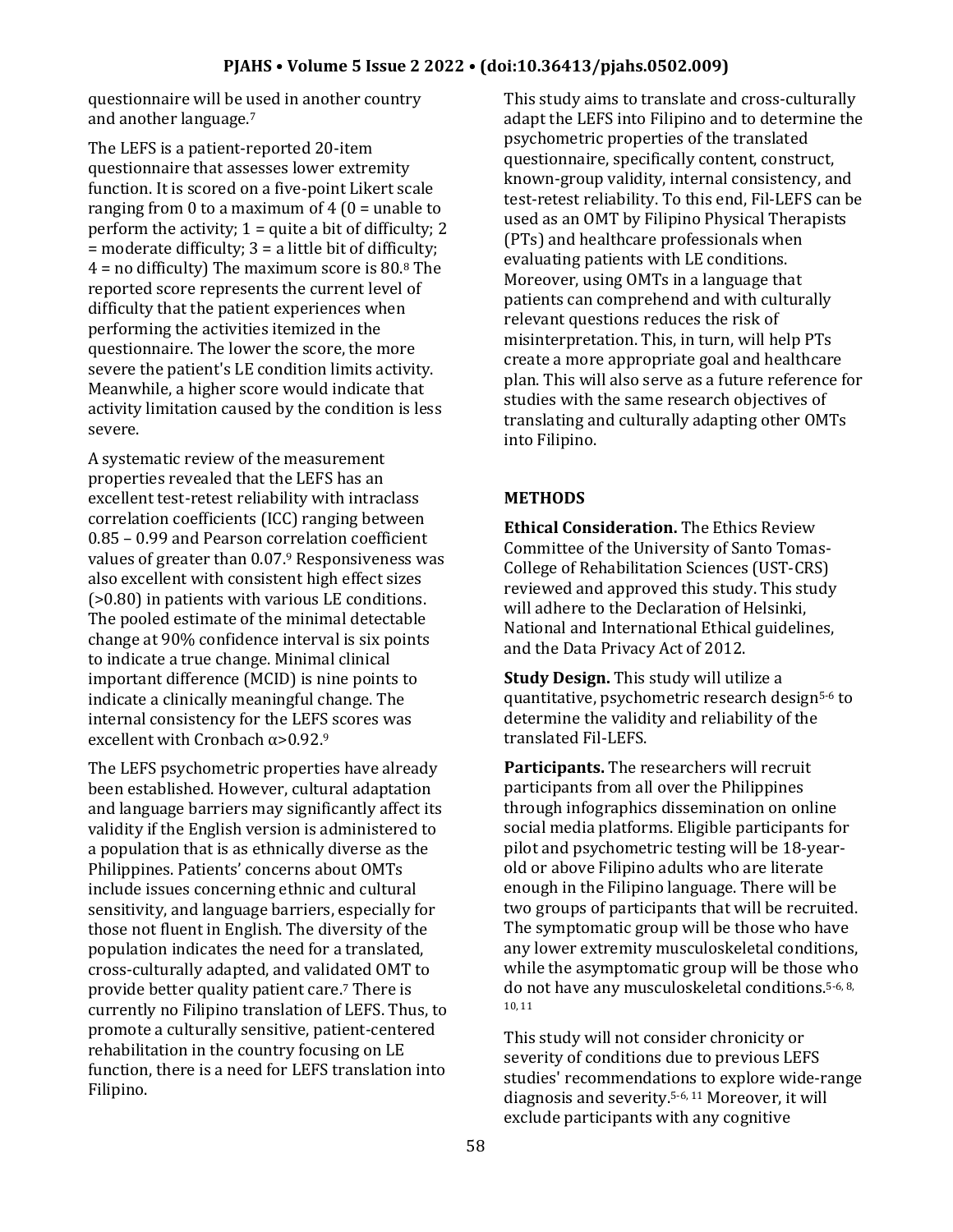questionnaire will be used in another country and another language.[7]

The LEFS is a patient-reported 20-item questionnaire that assesses lower extremity function. It is scored on a five-point Likert scale ranging from 0 to a maximum of 4 (0 = unable to perform the activity; 1 = quite a bit of difficulty; 2 = moderate difficulty; 3 = a little bit of difficulty; 4 = no difficulty) The maximum score is 80.[8] The reported score represents the current level of difficulty that the patient experiences when performing the activities itemized in the questionnaire. The lower the score, the more severe the patient's LE condition limits activity. Meanwhile, a higher score would indicate that activity limitation caused by the condition is less severe.

A systematic review of the measurement properties revealed that the LEFS has an excellent test-retest reliability with intraclass correlation coefficients (ICC) ranging between 0.85 – 0.99 and Pearson correlation coefficient values of greater than 0.07.[9] Responsiveness was also excellent with consistent high effect sizes (>0.80) in patients with various LE conditions. The pooled estimate of the minimal detectable change at 90% confidence interval is six points to indicate a true change. Minimal clinical important difference (MCID) is nine points to indicate a clinically meaningful change. The internal consistency for the LEFS scores was excellent with Cronbach α>0.92.[9]

The LEFS psychometric properties have already been established. However, cultural adaptation and language barriers may significantly affect its validity if the English version is administered to a population that is as ethnically diverse as the Philippines. Patients' concerns about OMTs include issues concerning ethnic and cultural sensitivity, and language barriers, especially for those not fluent in English. The diversity of the population indicates the need for a translated, cross-culturally adapted, and validated OMT to provide better quality patient care.[7] There is currently no Filipino translation of LEFS. Thus, to promote a culturally sensitive, patient-centered rehabilitation in the country focusing on LE function, there is a need for LEFS translation into Filipino.

This study aims to translate and cross-culturally adapt the LEFS into Filipino and to determine the psychometric properties of the translated questionnaire, specifically content, construct, known-group validity, internal consistency, and test-retest reliability. To this end, Fil-LEFS can be used as an OMT by Filipino Physical Therapists (PTs) and healthcare professionals when evaluating patients with LE conditions. Moreover, using OMTs in a language that patients can comprehend and with culturally relevant questions reduces the risk of misinterpretation. This, in turn, will help PTs create a more appropriate goal and healthcare plan. This will also serve as a future reference for studies with the same research objectives of translating and culturally adapting other OMTs into Filipino.

## METHODS

**Ethical Consideration.** The Ethics Review Committee of the University of Santo Tomas-College of Rehabilitation Sciences (UST-CRS) reviewed and approved this study. This study will adhere to the Declaration of Helsinki, National and International Ethical guidelines, and the Data Privacy Act of 2012.

**Study Design.** This study will utilize a quantitative, psychometric research design[5-6] to determine the validity and reliability of the translated Fil-LEFS.

**Participants.** The researchers will recruit participants from all over the Philippines through infographics dissemination on online social media platforms. Eligible participants for pilot and psychometric testing will be 18-year-old or above Filipino adults who are literate enough in the Filipino language. There will be two groups of participants that will be recruited. The symptomatic group will be those who have any lower extremity musculoskeletal conditions, while the asymptomatic group will be those who do not have any musculoskeletal conditions.[5-6, 8, 10, 11]

This study will not consider chronicity or severity of conditions due to previous LEFS studies' recommendations to explore wide-range diagnosis and severity.[5-6, 11] Moreover, it will exclude participants with any cognitive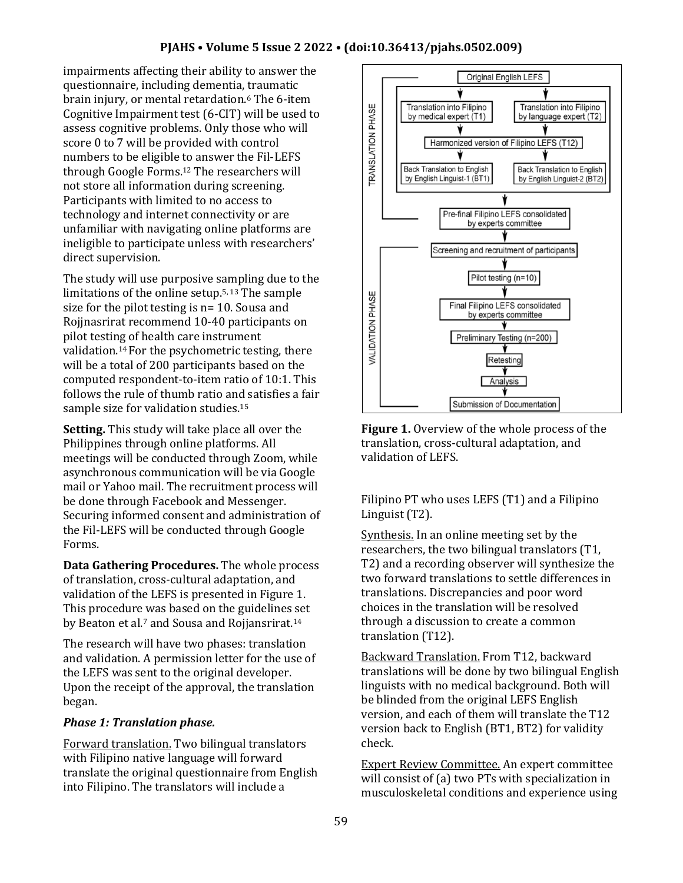impairments affecting their ability to answer the questionnaire, including dementia, traumatic brain injury, or mental retardation.[6] The 6-item Cognitive Impairment test (6-CIT) will be used to assess cognitive problems. Only those who will score 0 to 7 will be provided with control numbers to be eligible to answer the Fil-LEFS through Google Forms.[12] The researchers will not store all information during screening. Participants with limited to no access to technology and internet connectivity or are unfamiliar with navigating online platforms are ineligible to participate unless with researchers' direct supervision.

The study will use purposive sampling due to the limitations of the online setup.[5, 13] The sample size for the pilot testing is n= 10. Sousa and Rojjnasrirat recommend 10-40 participants on pilot testing of health care instrument validation.[14] For the psychometric testing, there will be a total of 200 participants based on the computed respondent-to-item ratio of 10:1. This follows the rule of thumb ratio and satisfies a fair sample size for validation studies.[15]

**Setting.** This study will take place all over the Philippines through online platforms. All meetings will be conducted through Zoom, while asynchronous communication will be via Google mail or Yahoo mail. The recruitment process will be done through Facebook and Messenger. Securing informed consent and administration of the Fil-LEFS will be conducted through Google Forms.

**Data Gathering Procedures.** The whole process of translation, cross-cultural adaptation, and validation of the LEFS is presented in Figure 1. This procedure was based on the guidelines set by Beaton et al.[7] and Sousa and Rojjansrirat.[14]

The research will have two phases: translation and validation. A permission letter for the use of the LEFS was sent to the original developer. Upon the receipt of the approval, the translation began.

***Phase 1: Translation phase.***

Forward translation. Two bilingual translators with Filipino native language will forward translate the original questionnaire from English into Filipino. The translators will include a Filipino PT who uses LEFS (T1) and a Filipino Linguist (T2).

**Figure 1.** Overview of the whole process of the translation, cross-cultural adaptation, and validation of LEFS.

Synthesis. In an online meeting set by the researchers, the two bilingual translators (T1, T2) and a recording observer will synthesize the two forward translations to settle differences in translations. Discrepancies and poor word choices in the translation will be resolved through a discussion to create a common translation (T12).

Backward Translation. From T12, backward translations will be done by two bilingual English linguists with no medical background. Both will be blinded from the original LEFS English version, and each of them will translate the T12 version back to English (BT1, BT2) for validity check.

Expert Review Committee. An expert committee will consist of (a) two PTs with specialization in musculoskeletal conditions and experience using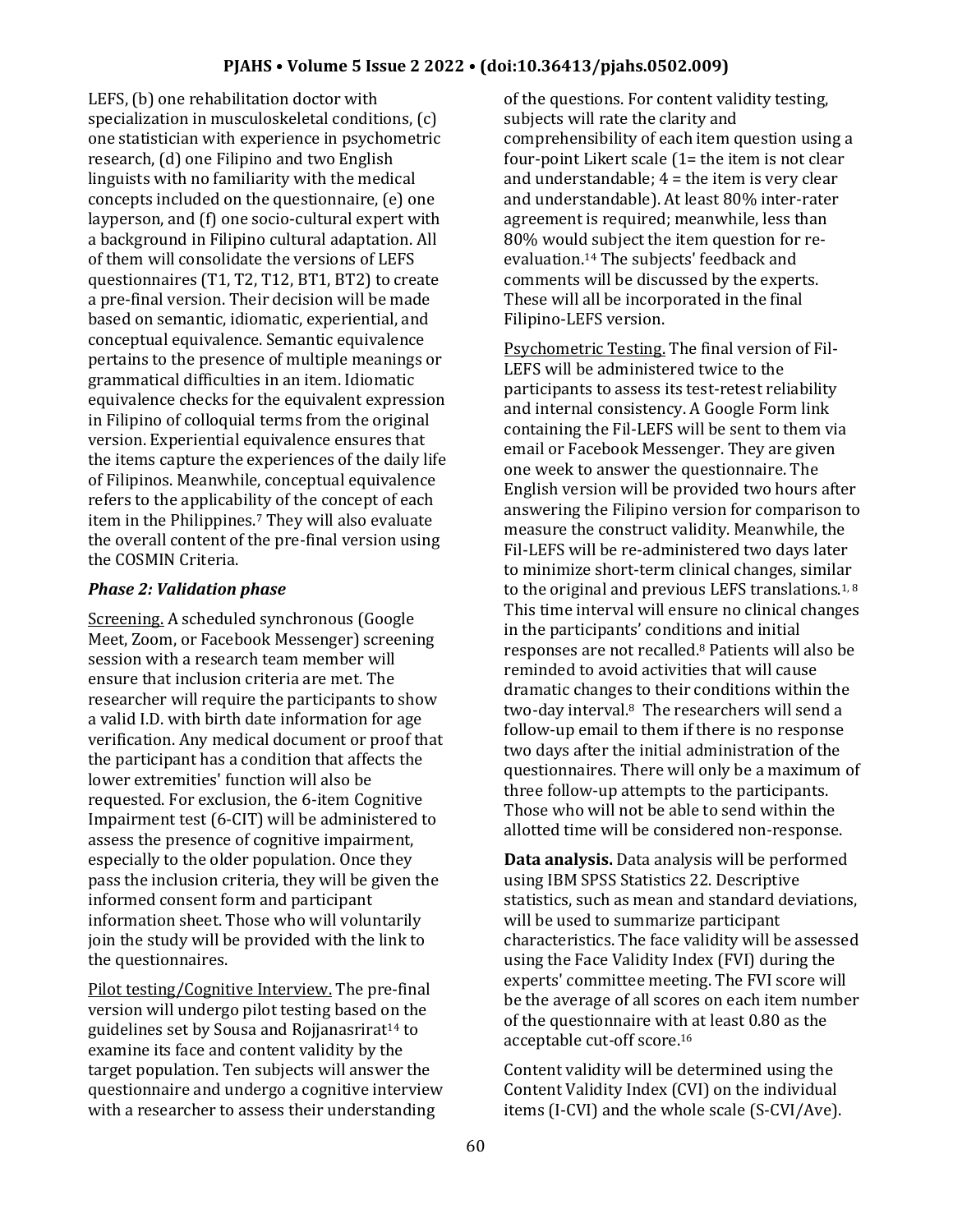LEFS, (b) one rehabilitation doctor with specialization in musculoskeletal conditions, (c) one statistician with experience in psychometric research, (d) one Filipino and two English linguists with no familiarity with the medical concepts included on the questionnaire, (e) one layperson, and (f) one socio-cultural expert with a background in Filipino cultural adaptation. All of them will consolidate the versions of LEFS questionnaires (T1, T2, T12, BT1, BT2) to create a pre-final version. Their decision will be made based on semantic, idiomatic, experiential, and conceptual equivalence. Semantic equivalence pertains to the presence of multiple meanings or grammatical difficulties in an item. Idiomatic equivalence checks for the equivalent expression in Filipino of colloquial terms from the original version. Experiential equivalence ensures that the items capture the experiences of the daily life of Filipinos. Meanwhile, conceptual equivalence refers to the applicability of the concept of each item in the Philippines.[7] They will also evaluate the overall content of the pre-final version using the COSMIN Criteria.

### *Phase 2: Validation phase*

Screening. A scheduled synchronous (Google Meet, Zoom, or Facebook Messenger) screening session with a research team member will ensure that inclusion criteria are met. The researcher will require the participants to show a valid I.D. with birth date information for age verification. Any medical document or proof that the participant has a condition that affects the lower extremities' function will also be requested. For exclusion, the 6-item Cognitive Impairment test (6-CIT) will be administered to assess the presence of cognitive impairment, especially to the older population. Once they pass the inclusion criteria, they will be given the informed consent form and participant information sheet. Those who will voluntarily join the study will be provided with the link to the questionnaires.

Pilot testing/Cognitive Interview. The pre-final version will undergo pilot testing based on the guidelines set by Sousa and Rojjanasrirat[14] to examine its face and content validity by the target population. Ten subjects will answer the questionnaire and undergo a cognitive interview with a researcher to assess their understanding of the questions. For content validity testing, subjects will rate the clarity and comprehensibility of each item question using a four-point Likert scale (1= the item is not clear and understandable; 4 = the item is very clear and understandable). At least 80% inter-rater agreement is required; meanwhile, less than 80% would subject the item question for re-evaluation.[14] The subjects' feedback and comments will be discussed by the experts. These will all be incorporated in the final Filipino-LEFS version.

Psychometric Testing. The final version of Fil-LEFS will be administered twice to the participants to assess its test-retest reliability and internal consistency. A Google Form link containing the Fil-LEFS will be sent to them via email or Facebook Messenger. They are given one week to answer the questionnaire. The English version will be provided two hours after answering the Filipino version for comparison to measure the construct validity. Meanwhile, the Fil-LEFS will be re-administered two days later to minimize short-term clinical changes, similar to the original and previous LEFS translations.[1,8] This time interval will ensure no clinical changes in the participants' conditions and initial responses are not recalled.[8] Patients will also be reminded to avoid activities that will cause dramatic changes to their conditions within the two-day interval.[8] The researchers will send a follow-up email to them if there is no response two days after the initial administration of the questionnaires. There will only be a maximum of three follow-up attempts to the participants. Those who will not be able to send within the allotted time will be considered non-response.

**Data analysis.** Data analysis will be performed using IBM SPSS Statistics 22. Descriptive statistics, such as mean and standard deviations, will be used to summarize participant characteristics. The face validity will be assessed using the Face Validity Index (FVI) during the experts' committee meeting. The FVI score will be the average of all scores on each item number of the questionnaire with at least 0.80 as the acceptable cut-off score.[16]

Content validity will be determined using the Content Validity Index (CVI) on the individual items (I-CVI) and the whole scale (S-CVI/Ave).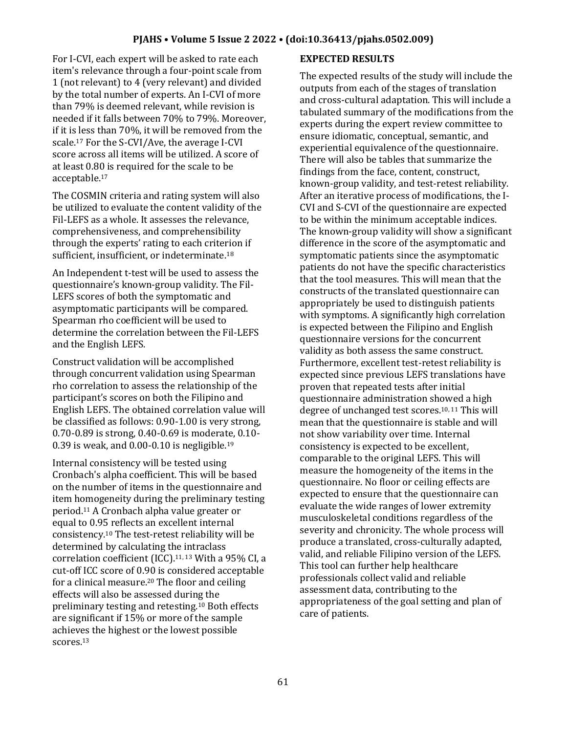For I-CVI, each expert will be asked to rate each item's relevance through a four-point scale from 1 (not relevant) to 4 (very relevant) and divided by the total number of experts. An I-CVI of more than 79% is deemed relevant, while revision is needed if it falls between 70% to 79%. Moreover, if it is less than 70%, it will be removed from the scale.[17] For the S-CVI/Ave, the average I-CVI score across all items will be utilized. A score of at least 0.80 is required for the scale to be acceptable.[17]

The COSMIN criteria and rating system will also be utilized to evaluate the content validity of the Fil-LEFS as a whole. It assesses the relevance, comprehensiveness, and comprehensibility through the experts' rating to each criterion if sufficient, insufficient, or indeterminate.[18]

An Independent t-test will be used to assess the questionnaire's known-group validity. The Fil-LEFS scores of both the symptomatic and asymptomatic participants will be compared. Spearman rho coefficient will be used to determine the correlation between the Fil-LEFS and the English LEFS.

Construct validation will be accomplished through concurrent validation using Spearman rho correlation to assess the relationship of the participant's scores on both the Filipino and English LEFS. The obtained correlation value will be classified as follows: 0.90-1.00 is very strong, 0.70-0.89 is strong, 0.40-0.69 is moderate, 0.10-0.39 is weak, and 0.00-0.10 is negligible.[19]

Internal consistency will be tested using Cronbach's alpha coefficient. This will be based on the number of items in the questionnaire and item homogeneity during the preliminary testing period.[11] A Cronbach alpha value greater or equal to 0.95 reflects an excellent internal consistency.[10] The test-retest reliability will be determined by calculating the intraclass correlation coefficient (ICC).[11, 13] With a 95% CI, a cut-off ICC score of 0.90 is considered acceptable for a clinical measure.[20] The floor and ceiling effects will also be assessed during the preliminary testing and retesting.[10] Both effects are significant if 15% or more of the sample achieves the highest or the lowest possible scores.[13]

## EXPECTED RESULTS

The expected results of the study will include the outputs from each of the stages of translation and cross-cultural adaptation. This will include a tabulated summary of the modifications from the experts during the expert review committee to ensure idiomatic, conceptual, semantic, and experiential equivalence of the questionnaire. There will also be tables that summarize the findings from the face, content, construct, known-group validity, and test-retest reliability. After an iterative process of modifications, the I-CVI and S-CVI of the questionnaire are expected to be within the minimum acceptable indices. The known-group validity will show a significant difference in the score of the asymptomatic and symptomatic patients since the asymptomatic patients do not have the specific characteristics that the tool measures. This will mean that the constructs of the translated questionnaire can appropriately be used to distinguish patients with symptoms. A significantly high correlation is expected between the Filipino and English questionnaire versions for the concurrent validity as both assess the same construct. Furthermore, excellent test-retest reliability is expected since previous LEFS translations have proven that repeated tests after initial questionnaire administration showed a high degree of unchanged test scores.[10, 11] This will mean that the questionnaire is stable and will not show variability over time. Internal consistency is expected to be excellent, comparable to the original LEFS. This will measure the homogeneity of the items in the questionnaire. No floor or ceiling effects are expected to ensure that the questionnaire can evaluate the wide ranges of lower extremity musculoskeletal conditions regardless of the severity and chronicity. The whole process will produce a translated, cross-culturally adapted, valid, and reliable Filipino version of the LEFS. This tool can further help healthcare professionals collect valid and reliable assessment data, contributing to the appropriateness of the goal setting and plan of care of patients.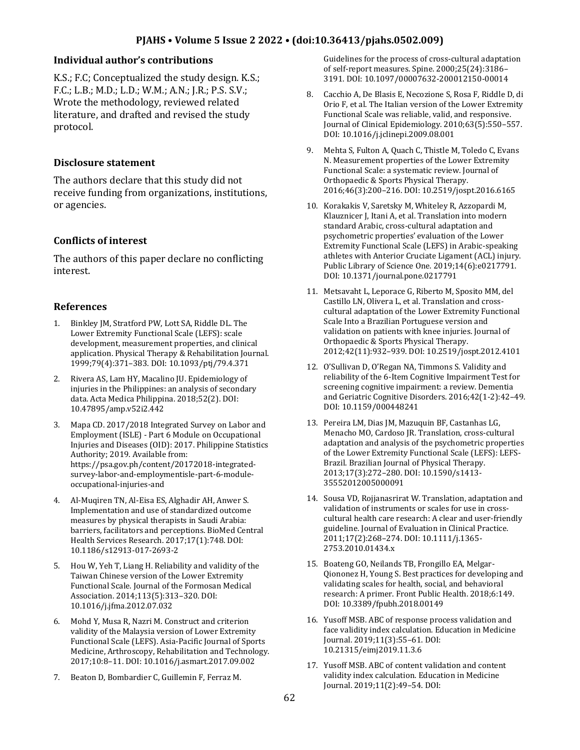### Individual author's contributions

K.S.; F.C; Conceptualized the study design. K.S.; F.C.; L.B.; M.D.; L.D.; W.M.; A.N.; J.R.; P.S. S.V.; Wrote the methodology, reviewed related literature, and drafted and revised the study protocol.

### Disclosure statement

The authors declare that this study did not receive funding from organizations, institutions, or agencies.

### Conflicts of interest

The authors of this paper declare no conflicting interest.

### References

1. Binkley JM, Stratford PW, Lott SA, Riddle DL. The Lower Extremity Functional Scale (LEFS): scale development, measurement properties, and clinical application. Physical Therapy & Rehabilitation Journal. 1999;79(4):371–383. DOI: 10.1093/ptj/79.4.371
2. Rivera AS, Lam HY, Macalino JU. Epidemiology of injuries in the Philippines: an analysis of secondary data. Acta Medica Philippina. 2018;52(2). DOI: 10.47895/amp.v52i2.442
3. Mapa CD. 2017/2018 Integrated Survey on Labor and Employment (ISLE) - Part 6 Module on Occupational Injuries and Diseases (OID): 2017. Philippine Statistics Authority; 2019. Available from: https://psa.gov.ph/content/20172018-integrated-survey-labor-and-employmentisle-part-6-module-occupational-injuries-and
4. Al-Muqiren TN, Al-Eisa ES, Alghadir AH, Anwer S. Implementation and use of standardized outcome measures by physical therapists in Saudi Arabia: barriers, facilitators and perceptions. BioMed Central Health Services Research. 2017;17(1):748. DOI: 10.1186/s12913-017-2693-2
5. Hou W, Yeh T, Liang H. Reliability and validity of the Taiwan Chinese version of the Lower Extremity Functional Scale. Journal of the Formosan Medical Association. 2014;113(5):313–320. DOI: 10.1016/j.jfma.2012.07.032
6. Mohd Y, Musa R, Nazri M. Construct and criterion validity of the Malaysia version of Lower Extremity Functional Scale (LEFS). Asia-Pacific Journal of Sports Medicine, Arthroscopy, Rehabilitation and Technology. 2017;10:8–11. DOI: 10.1016/j.asmart.2017.09.002
7. Beaton D, Bombardier C, Guillemin F, Ferraz M. Guidelines for the process of cross-cultural adaptation of self-report measures. Spine. 2000;25(24):3186–3191. DOI: 10.1097/00007632-200012150-00014
8. Cacchio A, De Blasis E, Necozione S, Rosa F, Riddle D, di Orio F, et al. The Italian version of the Lower Extremity Functional Scale was reliable, valid, and responsive. Journal of Clinical Epidemiology. 2010;63(5):550–557. DOI: 10.1016/j.jclinepi.2009.08.001
9. Mehta S, Fulton A, Quach C, Thistle M, Toledo C, Evans N. Measurement properties of the Lower Extremity Functional Scale: a systematic review. Journal of Orthopaedic & Sports Physical Therapy. 2016;46(3):200–216. DOI: 10.2519/jospt.2016.6165
10. Korakakis V, Saretsky M, Whiteley R, Azzopardi M, Klauznicer J, Itani A, et al. Translation into modern standard Arabic, cross-cultural adaptation and psychometric properties' evaluation of the Lower Extremity Functional Scale (LEFS) in Arabic-speaking athletes with Anterior Cruciate Ligament (ACL) injury. Public Library of Science One. 2019;14(6):e0217791. DOI: 10.1371/journal.pone.0217791
11. Metsavaht L, Leporace G, Riberto M, Sposito MM, del Castillo LN, Olivera L, et al. Translation and cross-cultural adaptation of the Lower Extremity Functional Scale Into a Brazilian Portuguese version and validation on patients with knee injuries. Journal of Orthopaedic & Sports Physical Therapy. 2012;42(11):932–939. DOI: 10.2519/jospt.2012.4101
12. O'Sullivan D, O'Regan NA, Timmons S. Validity and reliability of the 6-Item Cognitive Impairment Test for screening cognitive impairment: a review. Dementia and Geriatric Cognitive Disorders. 2016;42(1-2):42–49. DOI: 10.1159/000448241
13. Pereira LM, Dias JM, Mazuquin BF, Castanhas LG, Menacho MO, Cardoso JR. Translation, cross-cultural adaptation and analysis of the psychometric properties of the Lower Extremity Functional Scale (LEFS): LEFS-Brazil. Brazilian Journal of Physical Therapy. 2013;17(3):272–280. DOI: 10.1590/s1413-35552012005000091
14. Sousa VD, Rojjanasrirat W. Translation, adaptation and validation of instruments or scales for use in cross-cultural health care research: A clear and user-friendly guideline. Journal of Evaluation in Clinical Practice. 2011;17(2):268–274. DOI: 10.1111/j.1365-2753.2010.01434.x
15. Boateng GO, Neilands TB, Frongillo EA, Melgar-Qiononez H, Young S. Best practices for developing and validating scales for health, social, and behavioral research: A primer. Front Public Health. 2018;6:149. DOI: 10.3389/fpubh.2018.00149
16. Yusoff MSB. ABC of response process validation and face validity index calculation. Education in Medicine Journal. 2019;11(3):55–61. DOI: 10.21315/eimj2019.11.3.6
17. Yusoff MSB. ABC of content validation and content validity index calculation. Education in Medicine Journal. 2019;11(2):49–54. DOI: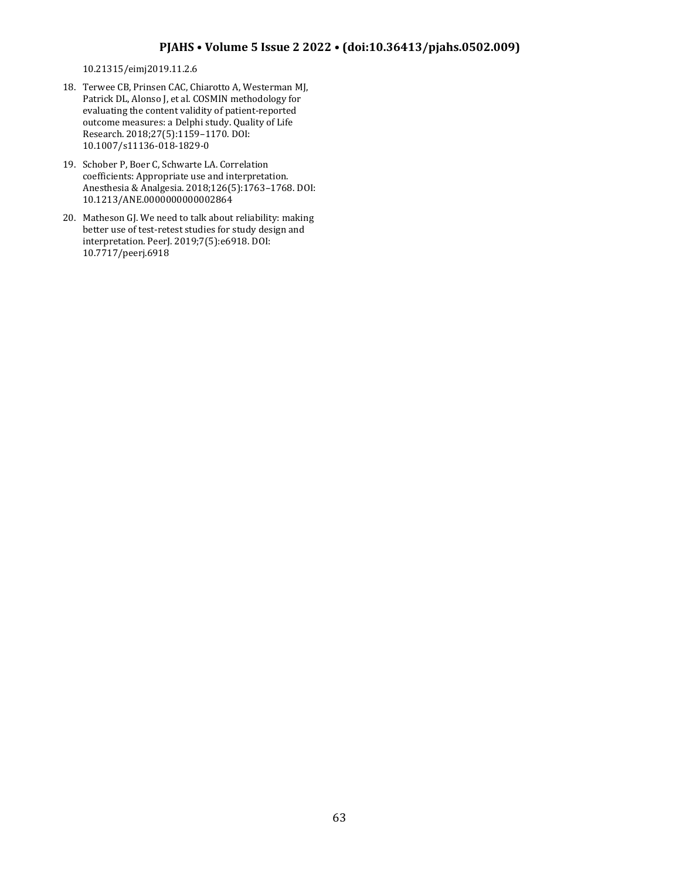10.21315/eimj2019.11.2.6

18. Terwee CB, Prinsen CAC, Chiarotto A, Westerman MJ, Patrick DL, Alonso J, et al. COSMIN methodology for evaluating the content validity of patient-reported outcome measures: a Delphi study. Quality of Life Research. 2018;27(5):1159–1170. DOI: 10.1007/s11136-018-1829-0

19. Schober P, Boer C, Schwarte LA. Correlation coefficients: Appropriate use and interpretation. Anesthesia & Analgesia. 2018;126(5):1763–1768. DOI: 10.1213/ANE.0000000000002864

20. Matheson GJ. We need to talk about reliability: making better use of test-retest studies for study design and interpretation. PeerJ. 2019;7(5):e6918. DOI: 10.7717/peerj.6918